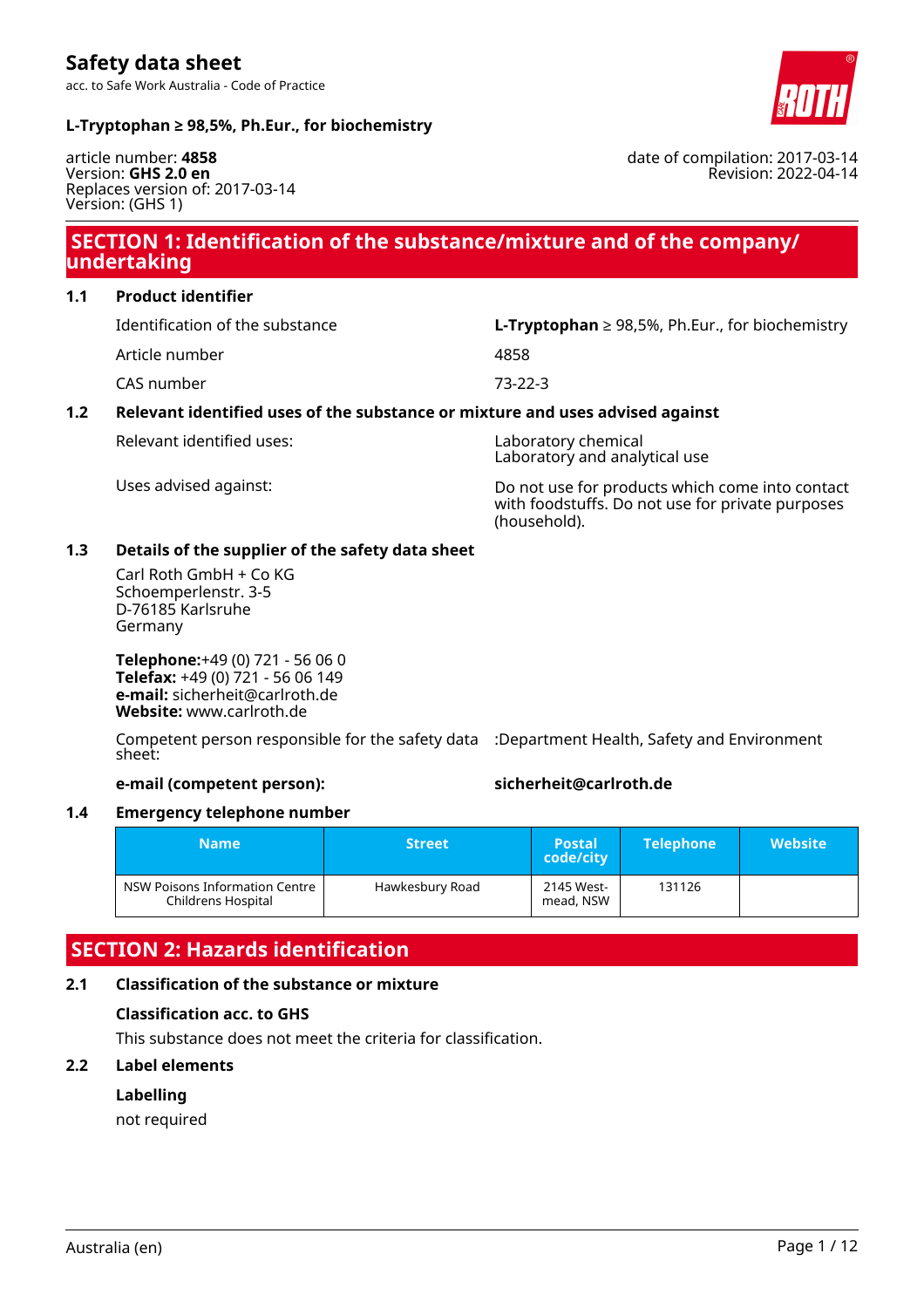# Safety data sheet

acc. to Safe Work Australia - Code of Practice

**L-Tryptophan ≥ 98,5%, Ph.Eur., for biochemistry**

article number: **4858**
Version: **GHS 2.0 en**
Replaces version of: 2017-03-14
Version: (GHS 1)

date of compilation: 2017-03-14
Revision: 2022-04-14

## SECTION 1: Identification of the substance/mixture and of the company/ undertaking

### 1.1 Product identifier

| | |
|---|---|
| Identification of the substance | **L-Tryptophan** ≥ 98,5%, Ph.Eur., for biochemistry |
| Article number | 4858 |
| CAS number | 73-22-3 |

### 1.2 Relevant identified uses of the substance or mixture and uses advised against

| | |
|---|---|
| Relevant identified uses: | Laboratory chemical<br>Laboratory and analytical use |
| Uses advised against: | Do not use for products which come into contact with foodstuffs. Do not use for private purposes (household). |

### 1.3 Details of the supplier of the safety data sheet

Carl Roth GmbH + Co KG
Schoemperlenstr. 3-5
D-76185 Karlsruhe
Germany

**Telephone:**+49 (0) 721 - 56 06 0
**Telefax:** +49 (0) 721 - 56 06 149
**e-mail:** sicherheit@carlroth.de
**Website:** www.carlroth.de

Competent person responsible for the safety data sheet: :Department Health, Safety and Environment

**e-mail (competent person):** **sicherheit@carlroth.de**

### 1.4 Emergency telephone number

| Name | Street | Postal code/city | Telephone | Website |
|---|---|---|---|---|
| NSW Poisons Information Centre Childrens Hospital | Hawkesbury Road | 2145 Westmead, NSW | 131126 | |

## SECTION 2: Hazards identification

### 2.1 Classification of the substance or mixture

**Classification acc. to GHS**

This substance does not meet the criteria for classification.

### 2.2 Label elements

**Labelling**

not required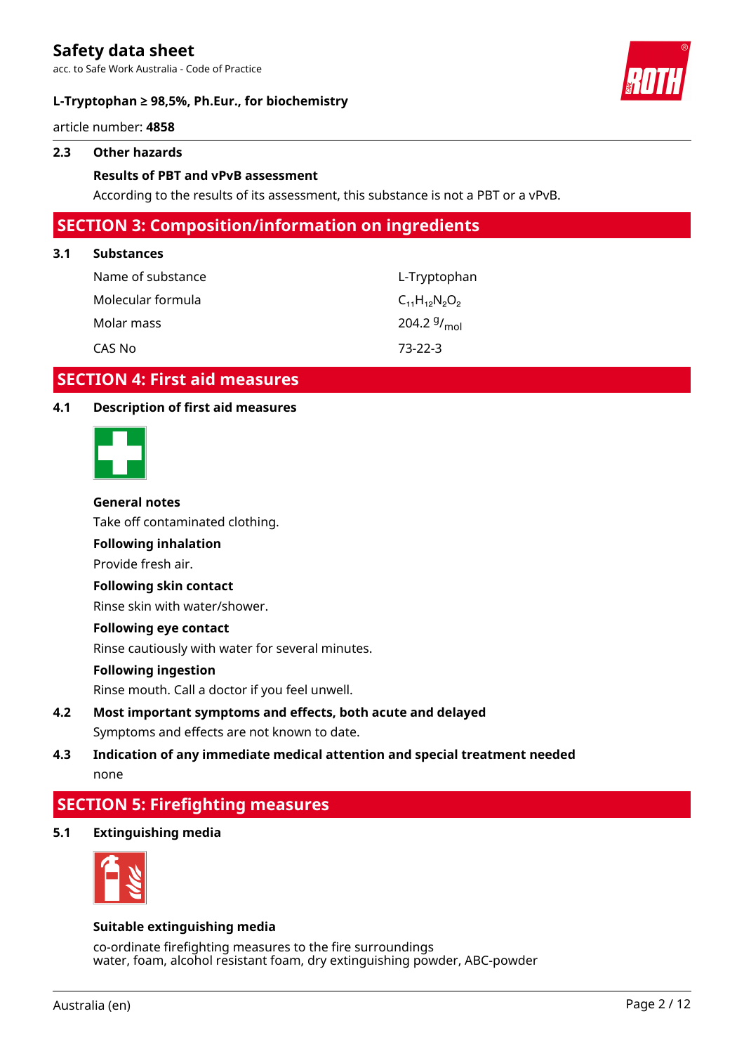### 2.3 Other hazards

**Results of PBT and vPvB assessment**

According to the results of its assessment, this substance is not a PBT or a vPvB.

## SECTION 3: Composition/information on ingredients

### 3.1 Substances

| | |
|---|---|
| Name of substance | L-Tryptophan |
| Molecular formula | $C_{11}H_{12}N_2O_2$ |
| Molar mass | 204.2 $^{g}/_{mol}$ |
| CAS No | 73-22-3 |

## SECTION 4: First aid measures

### 4.1 Description of first aid measures

**General notes**

Take off contaminated clothing.

**Following inhalation**

Provide fresh air.

**Following skin contact**

Rinse skin with water/shower.

**Following eye contact**

Rinse cautiously with water for several minutes.

**Following ingestion**

Rinse mouth. Call a doctor if you feel unwell.

### 4.2 Most important symptoms and effects, both acute and delayed

Symptoms and effects are not known to date.

### 4.3 Indication of any immediate medical attention and special treatment needed

none

## SECTION 5: Firefighting measures

### 5.1 Extinguishing media

**Suitable extinguishing media**

co-ordinate firefighting measures to the fire surroundings
water, foam, alcohol resistant foam, dry extinguishing powder, ABC-powder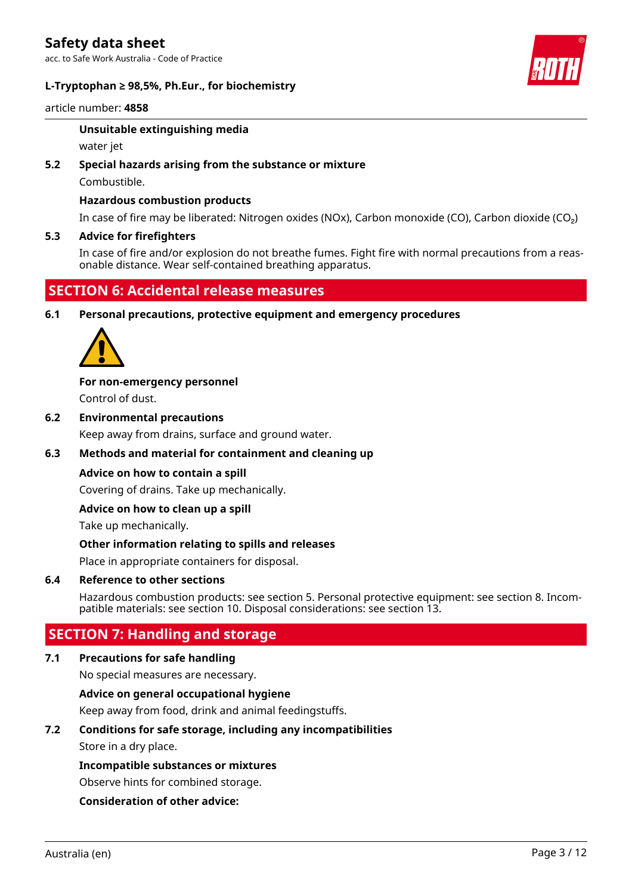**Unsuitable extinguishing media**

water jet

**5.2 Special hazards arising from the substance or mixture**

Combustible.

**Hazardous combustion products**

In case of fire may be liberated: Nitrogen oxides (NOx), Carbon monoxide (CO), Carbon dioxide ($CO_2$)

**5.3 Advice for firefighters**

In case of fire and/or explosion do not breathe fumes. Fight fire with normal precautions from a reasonable distance. Wear self-contained breathing apparatus.

## SECTION 6: Accidental release measures

**6.1 Personal precautions, protective equipment and emergency procedures**

**For non-emergency personnel**

Control of dust.

**6.2 Environmental precautions**

Keep away from drains, surface and ground water.

**6.3 Methods and material for containment and cleaning up**

**Advice on how to contain a spill**

Covering of drains. Take up mechanically.

**Advice on how to clean up a spill**

Take up mechanically.

**Other information relating to spills and releases**

Place in appropriate containers for disposal.

**6.4 Reference to other sections**

Hazardous combustion products: see section 5. Personal protective equipment: see section 8. Incompatible materials: see section 10. Disposal considerations: see section 13.

## SECTION 7: Handling and storage

**7.1 Precautions for safe handling**

No special measures are necessary.

**Advice on general occupational hygiene**

Keep away from food, drink and animal feedingstuffs.

**7.2 Conditions for safe storage, including any incompatibilities**

Store in a dry place.

**Incompatible substances or mixtures**

Observe hints for combined storage.

**Consideration of other advice:**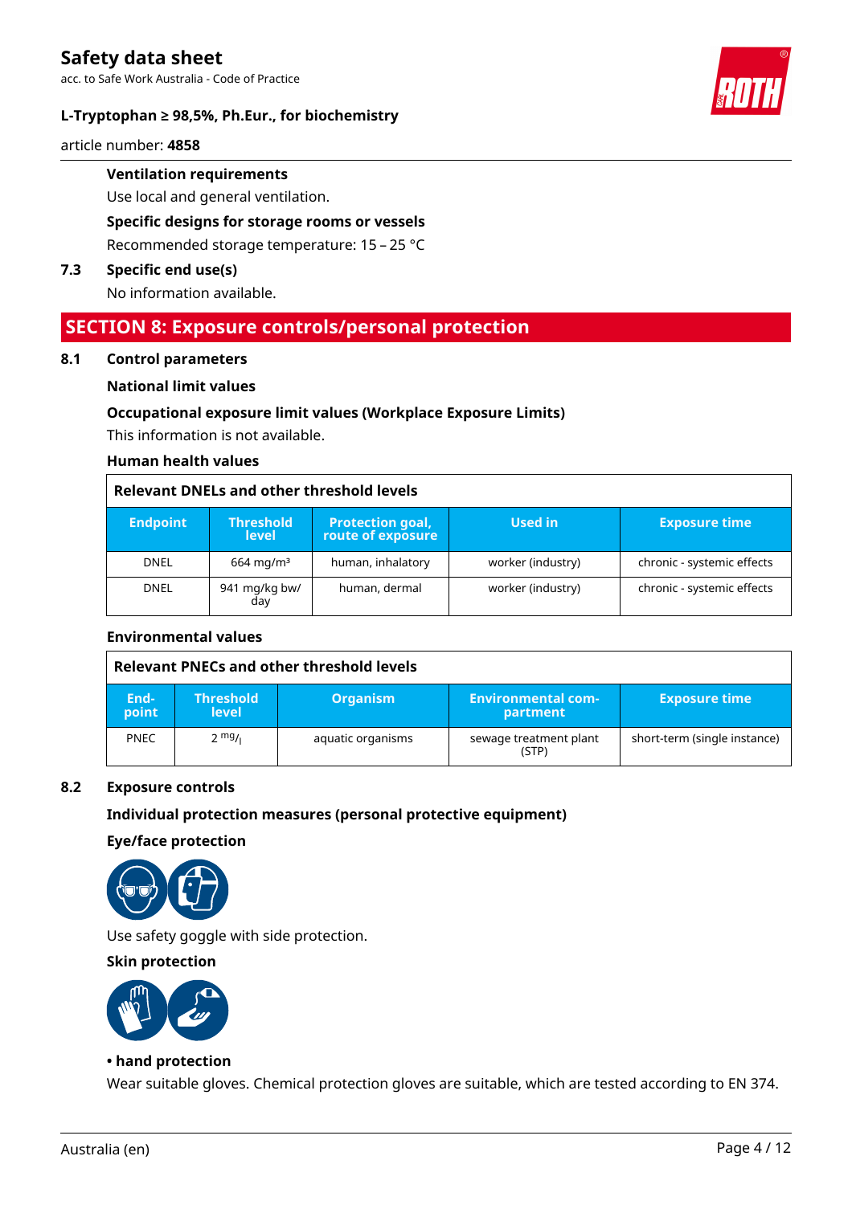**Ventilation requirements**

Use local and general ventilation.

**Specific designs for storage rooms or vessels**

Recommended storage temperature: 15 – 25 °C

### 7.3 Specific end use(s)

No information available.

## SECTION 8: Exposure controls/personal protection

### 8.1 Control parameters

**National limit values**

**Occupational exposure limit values (Workplace Exposure Limits)**

This information is not available.

**Human health values**

**Relevant DNELs and other threshold levels**

| Endpoint | Threshold level | Protection goal, route of exposure | Used in | Exposure time |
|---|---|---|---|---|
| DNEL | 664 mg/m³ | human, inhalatory | worker (industry) | chronic - systemic effects |
| DNEL | 941 mg/kg bw/day | human, dermal | worker (industry) | chronic - systemic effects |

**Environmental values**

**Relevant PNECs and other threshold levels**

| End-point | Threshold level | Organism | Environmental com-partment | Exposure time |
|---|---|---|---|---|
| PNEC | 2 $^{mg}/_{l}$ | aquatic organisms | sewage treatment plant (STP) | short-term (single instance) |

### 8.2 Exposure controls

**Individual protection measures (personal protective equipment)**

**Eye/face protection**

Use safety goggle with side protection.

**Skin protection**

**• hand protection**

Wear suitable gloves. Chemical protection gloves are suitable, which are tested according to EN 374.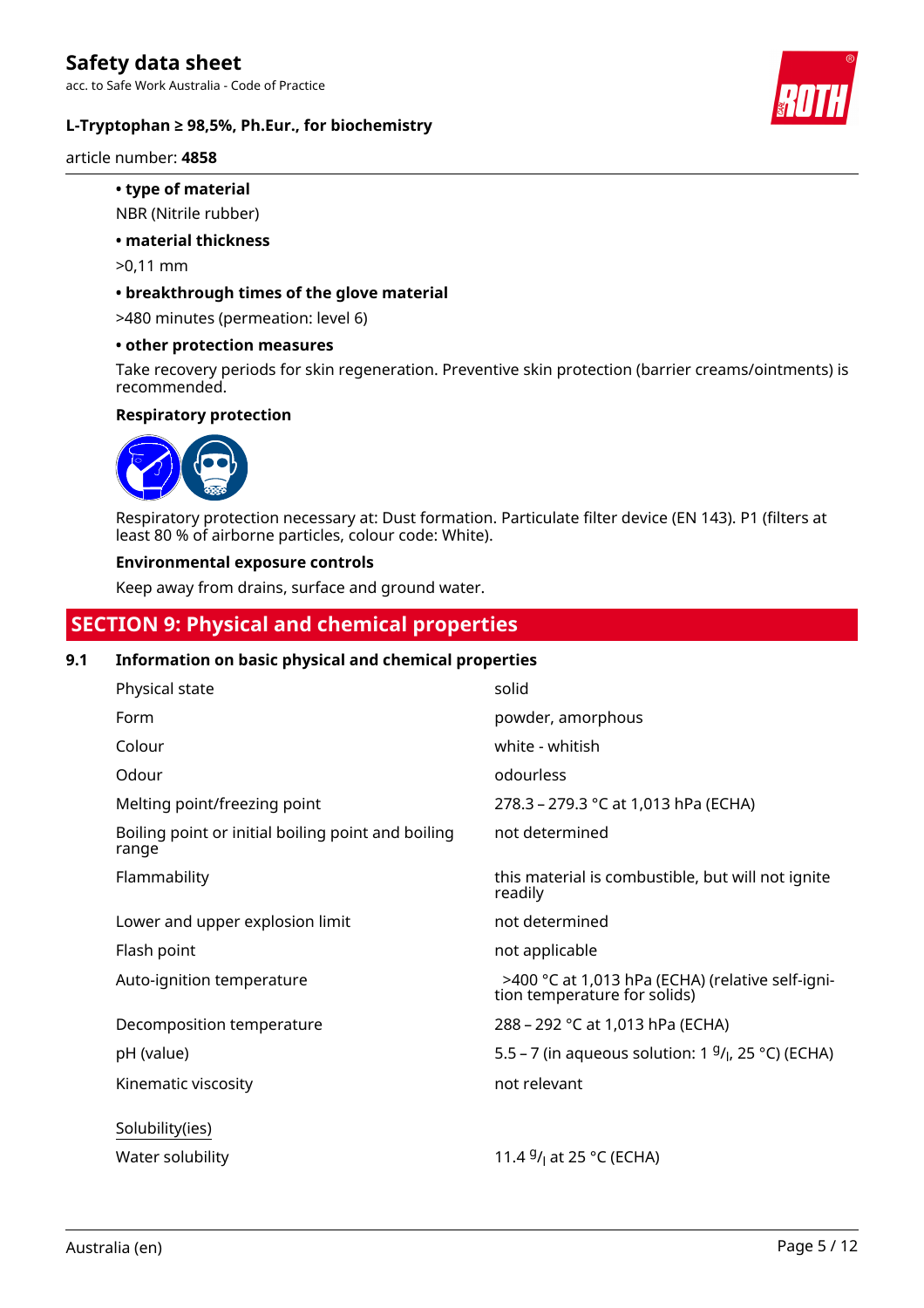- **type of material**

NBR (Nitrile rubber)

- **material thickness**

>0,11 mm

- **breakthrough times of the glove material**

>480 minutes (permeation: level 6)

- **other protection measures**

Take recovery periods for skin regeneration. Preventive skin protection (barrier creams/ointments) is recommended.

**Respiratory protection**

Respiratory protection necessary at: Dust formation. Particulate filter device (EN 143). P1 (filters at least 80 % of airborne particles, colour code: White).

**Environmental exposure controls**

Keep away from drains, surface and ground water.

## SECTION 9: Physical and chemical properties

### 9.1 Information on basic physical and chemical properties

| | |
|---|---|
| Physical state | solid |
| Form | powder, amorphous |
| Colour | white - whitish |
| Odour | odourless |
| Melting point/freezing point | 278.3 – 279.3 °C at 1,013 hPa (ECHA) |
| Boiling point or initial boiling point and boiling range | not determined |
| Flammability | this material is combustible, but will not ignite readily |
| Lower and upper explosion limit | not determined |
| Flash point | not applicable |
| Auto-ignition temperature | >400 °C at 1,013 hPa (ECHA) (relative self-ignition temperature for solids) |
| Decomposition temperature | 288 – 292 °C at 1,013 hPa (ECHA) |
| pH (value) | 5.5 – 7 (in aqueous solution: 1 $^{g}/_{l}$, 25 °C) (ECHA) |
| Kinematic viscosity | not relevant |
| Solubility(ies) | |
| Water solubility | 11.4 $^{g}/_{l}$ at 25 °C (ECHA) |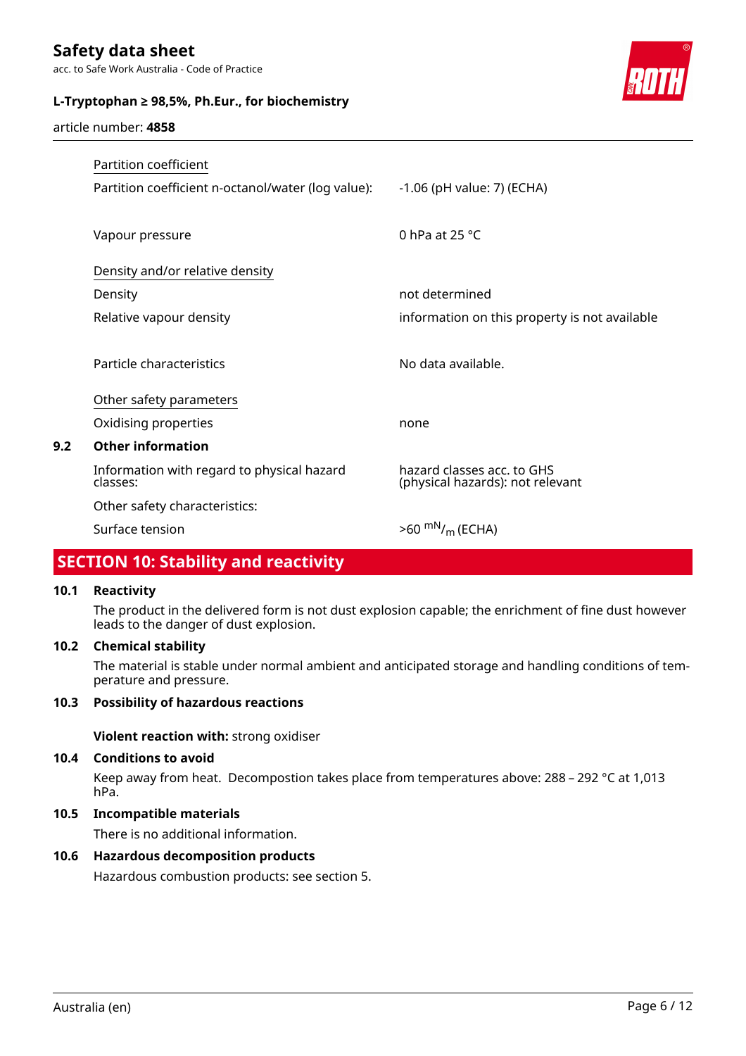Partition coefficient

| | |
|---|---|
| Partition coefficient n-octanol/water (log value): | -1.06 (pH value: 7) (ECHA) |
| Vapour pressure | 0 hPa at 25 °C |

Density and/or relative density

| | |
|---|---|
| Density | not determined |
| Relative vapour density | information on this property is not available |
| Particle characteristics | No data available. |

Other safety parameters

| | |
|---|---|
| Oxidising properties | none |

### 9.2 Other information

| | |
|---|---|
| Information with regard to physical hazard classes: | hazard classes acc. to GHS (physical hazards): not relevant |
| Other safety characteristics: | |
| Surface tension | >60 $^{mN}/_{m}$ (ECHA) |

## SECTION 10: Stability and reactivity

### 10.1 Reactivity

The product in the delivered form is not dust explosion capable; the enrichment of fine dust however leads to the danger of dust explosion.

### 10.2 Chemical stability

The material is stable under normal ambient and anticipated storage and handling conditions of temperature and pressure.

### 10.3 Possibility of hazardous reactions

**Violent reaction with:** strong oxidiser

### 10.4 Conditions to avoid

Keep away from heat. Decompostion takes place from temperatures above: 288 – 292 °C at 1,013 hPa.

### 10.5 Incompatible materials

There is no additional information.

### 10.6 Hazardous decomposition products

Hazardous combustion products: see section 5.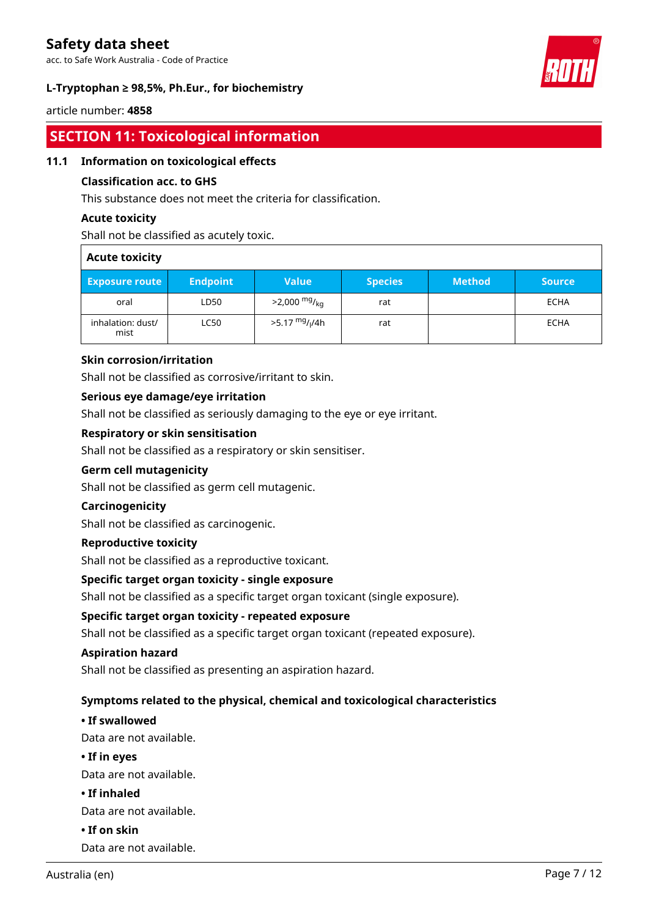## SECTION 11: Toxicological information

### 11.1 Information on toxicological effects

**Classification acc. to GHS**

This substance does not meet the criteria for classification.

**Acute toxicity**

Shall not be classified as acutely toxic.

| Acute toxicity | | | | | |
|---|---|---|---|---|---|
| **Exposure route** | **Endpoint** | **Value** | **Species** | **Method** | **Source** |
| oral | LD50 | >2,000 $^{mg}/_{kg}$ | rat | | ECHA |
| inhalation: dust/ mist | LC50 | >5.17 $^{mg}/_{l}$/4h | rat | | ECHA |

**Skin corrosion/irritation**

Shall not be classified as corrosive/irritant to skin.

**Serious eye damage/eye irritation**

Shall not be classified as seriously damaging to the eye or eye irritant.

**Respiratory or skin sensitisation**

Shall not be classified as a respiratory or skin sensitiser.

**Germ cell mutagenicity**

Shall not be classified as germ cell mutagenic.

**Carcinogenicity**

Shall not be classified as carcinogenic.

**Reproductive toxicity**

Shall not be classified as a reproductive toxicant.

**Specific target organ toxicity - single exposure**

Shall not be classified as a specific target organ toxicant (single exposure).

**Specific target organ toxicity - repeated exposure**

Shall not be classified as a specific target organ toxicant (repeated exposure).

**Aspiration hazard**

Shall not be classified as presenting an aspiration hazard.

**Symptoms related to the physical, chemical and toxicological characteristics**

**• If swallowed**

Data are not available.

**• If in eyes**

Data are not available.

**• If inhaled**

Data are not available.

**• If on skin**

Data are not available.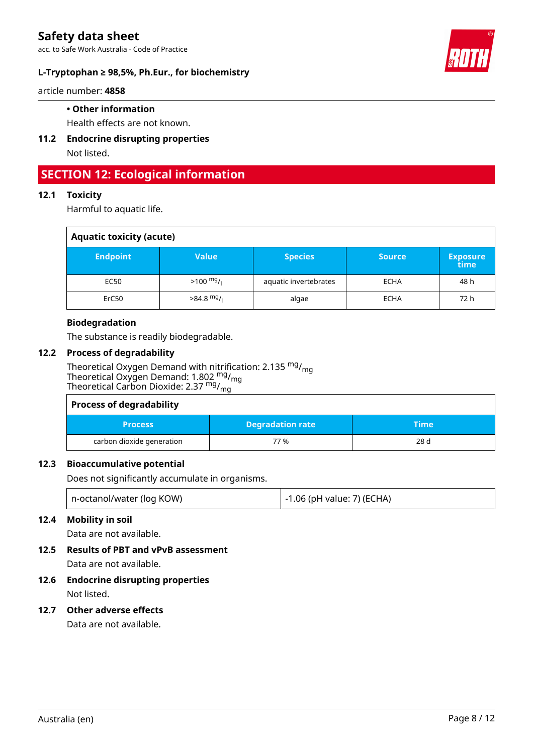- **Other information**

Health effects are not known.

### 11.2 Endocrine disrupting properties

Not listed.

## SECTION 12: Ecological information

### 12.1 Toxicity

Harmful to aquatic life.

**Aquatic toxicity (acute)**

| Endpoint | Value | Species | Source | Exposure time |
|---|---|---|---|---|
| EC50 | >100 $^{mg}/_{l}$ | aquatic invertebrates | ECHA | 48 h |
| ErC50 | >84.8 $^{mg}/_{l}$ | algae | ECHA | 72 h |

**Biodegradation**

The substance is readily biodegradable.

### 12.2 Process of degradability

Theoretical Oxygen Demand with nitrification: 2.135 $^{mg}/_{mg}$
Theoretical Oxygen Demand: 1.802 $^{mg}/_{mg}$
Theoretical Carbon Dioxide: 2.37 $^{mg}/_{mg}$

**Process of degradability**

| Process | Degradation rate | Time |
|---|---|---|
| carbon dioxide generation | 77 % | 28 d |

### 12.3 Bioaccumulative potential

Does not significantly accumulate in organisms.

| n-octanol/water (log KOW) | -1.06 (pH value: 7) (ECHA) |
|---|---|

### 12.4 Mobility in soil

Data are not available.

### 12.5 Results of PBT and vPvB assessment

Data are not available.

### 12.6 Endocrine disrupting properties

Not listed.

### 12.7 Other adverse effects

Data are not available.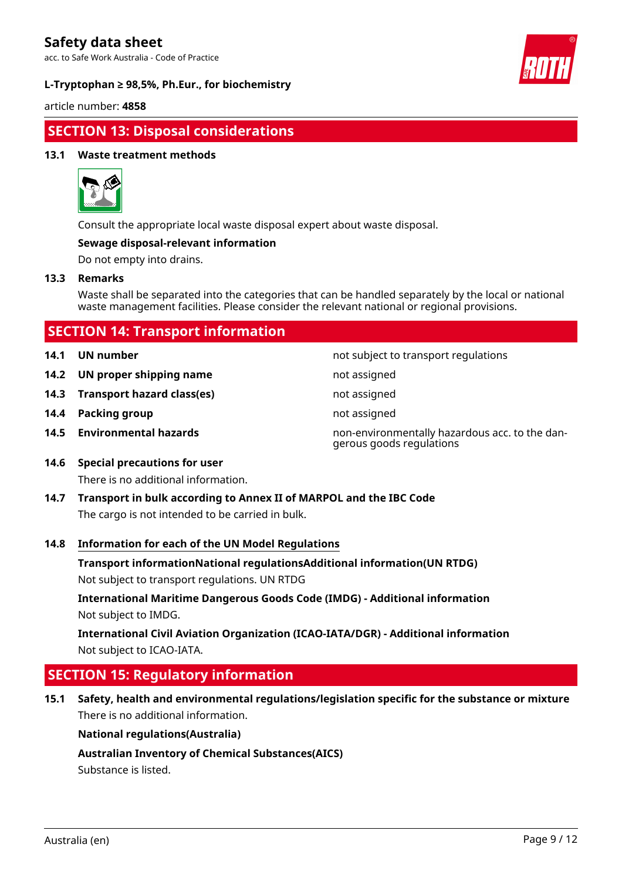## SECTION 13: Disposal considerations

### 13.1 Waste treatment methods

Consult the appropriate local waste disposal expert about waste disposal.

**Sewage disposal-relevant information**

Do not empty into drains.

### 13.3 Remarks

Waste shall be separated into the categories that can be handled separately by the local or national waste management facilities. Please consider the relevant national or regional provisions.

## SECTION 14: Transport information

| | | |
|---|---|---|
| **14.1** | **UN number** | not subject to transport regulations |
| **14.2** | **UN proper shipping name** | not assigned |
| **14.3** | **Transport hazard class(es)** | not assigned |
| **14.4** | **Packing group** | not assigned |
| **14.5** | **Environmental hazards** | non-environmentally hazardous acc. to the dangerous goods regulations |

### 14.6 Special precautions for user

There is no additional information.

### 14.7 Transport in bulk according to Annex II of MARPOL and the IBC Code

The cargo is not intended to be carried in bulk.

### 14.8 Information for each of the UN Model Regulations

**Transport informationNational regulationsAdditional information(UN RTDG)**

Not subject to transport regulations. UN RTDG

**International Maritime Dangerous Goods Code (IMDG) - Additional information**

Not subject to IMDG.

**International Civil Aviation Organization (ICAO-IATA/DGR) - Additional information**

Not subject to ICAO-IATA.

## SECTION 15: Regulatory information

### 15.1 Safety, health and environmental regulations/legislation specific for the substance or mixture

There is no additional information.

**National regulations(Australia)**

**Australian Inventory of Chemical Substances(AICS)**

Substance is listed.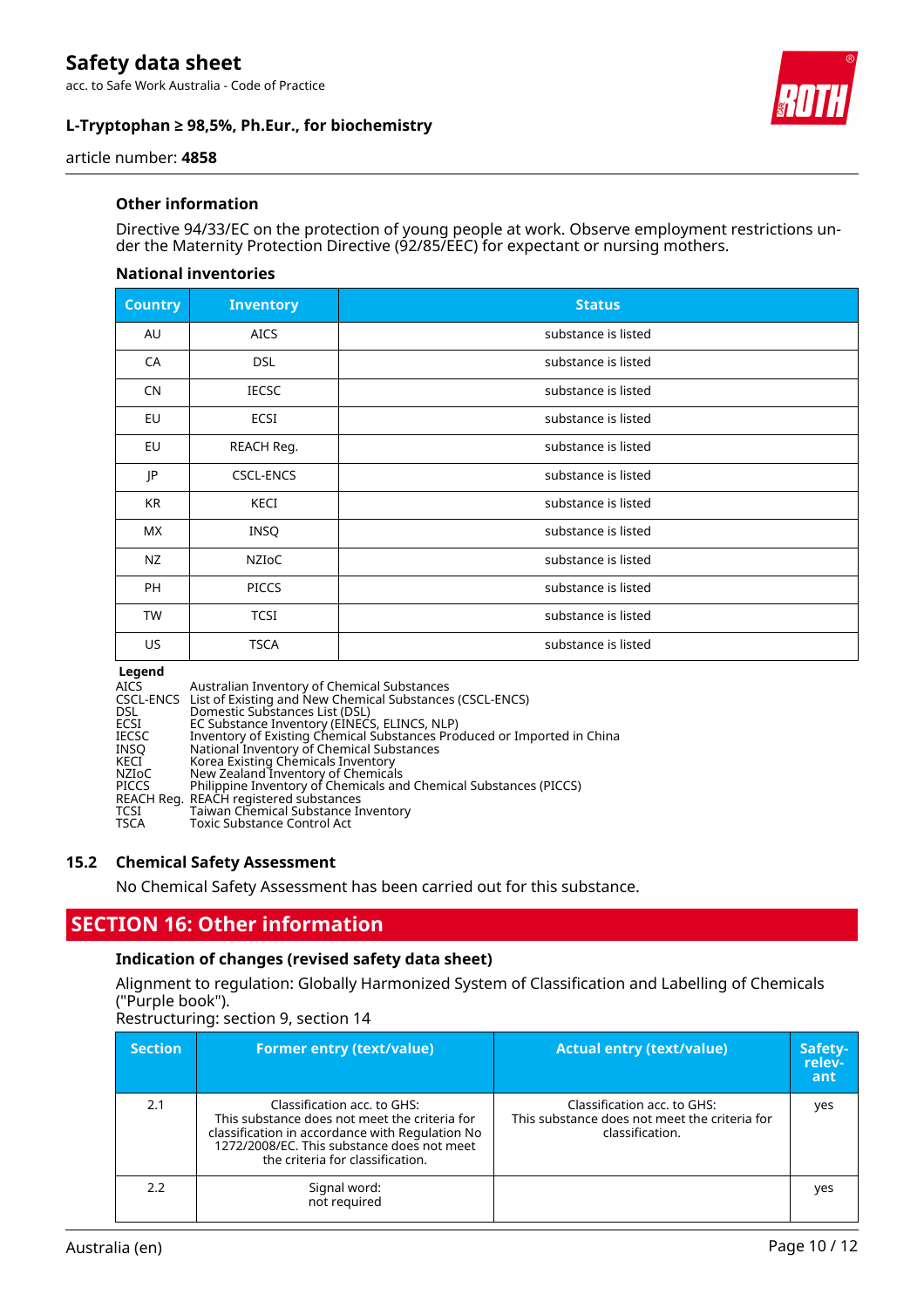### Other information

Directive 94/33/EC on the protection of young people at work. Observe employment restrictions under the Maternity Protection Directive (92/85/EEC) for expectant or nursing mothers.

#### National inventories

| Country | Inventory | Status |
|---|---|---|
| AU | AICS | substance is listed |
| CA | DSL | substance is listed |
| CN | IECSC | substance is listed |
| EU | ECSI | substance is listed |
| EU | REACH Reg. | substance is listed |
| JP | CSCL-ENCS | substance is listed |
| KR | KECI | substance is listed |
| MX | INSQ | substance is listed |
| NZ | NZIoC | substance is listed |
| PH | PICCS | substance is listed |
| TW | TCSI | substance is listed |
| US | TSCA | substance is listed |

**Legend**

- AICS — Australian Inventory of Chemical Substances
- CSCL-ENCS — List of Existing and New Chemical Substances (CSCL-ENCS)
- DSL — Domestic Substances List (DSL)
- ECSI — EC Substance Inventory (EINECS, ELINCS, NLP)
- IECSC — Inventory of Existing Chemical Substances Produced or Imported in China
- INSQ — National Inventory of Chemical Substances
- KECI — Korea Existing Chemicals Inventory
- NZIoC — New Zealand Inventory of Chemicals
- PICCS — Philippine Inventory of Chemicals and Chemical Substances (PICCS)
- REACH Reg. — REACH registered substances
- TCSI — Taiwan Chemical Substance Inventory
- TSCA — Toxic Substance Control Act

### 15.2 Chemical Safety Assessment

No Chemical Safety Assessment has been carried out for this substance.

## SECTION 16: Other information

### Indication of changes (revised safety data sheet)

Alignment to regulation: Globally Harmonized System of Classification and Labelling of Chemicals ("Purple book").
Restructuring: section 9, section 14

| Section | Former entry (text/value) | Actual entry (text/value) | Safety-relevant |
|---|---|---|---|
| 2.1 | Classification acc. to GHS: This substance does not meet the criteria for classification in accordance with Regulation No 1272/2008/EC. This substance does not meet the criteria for classification. | Classification acc. to GHS: This substance does not meet the criteria for classification. | yes |
| 2.2 | Signal word: not required | | yes |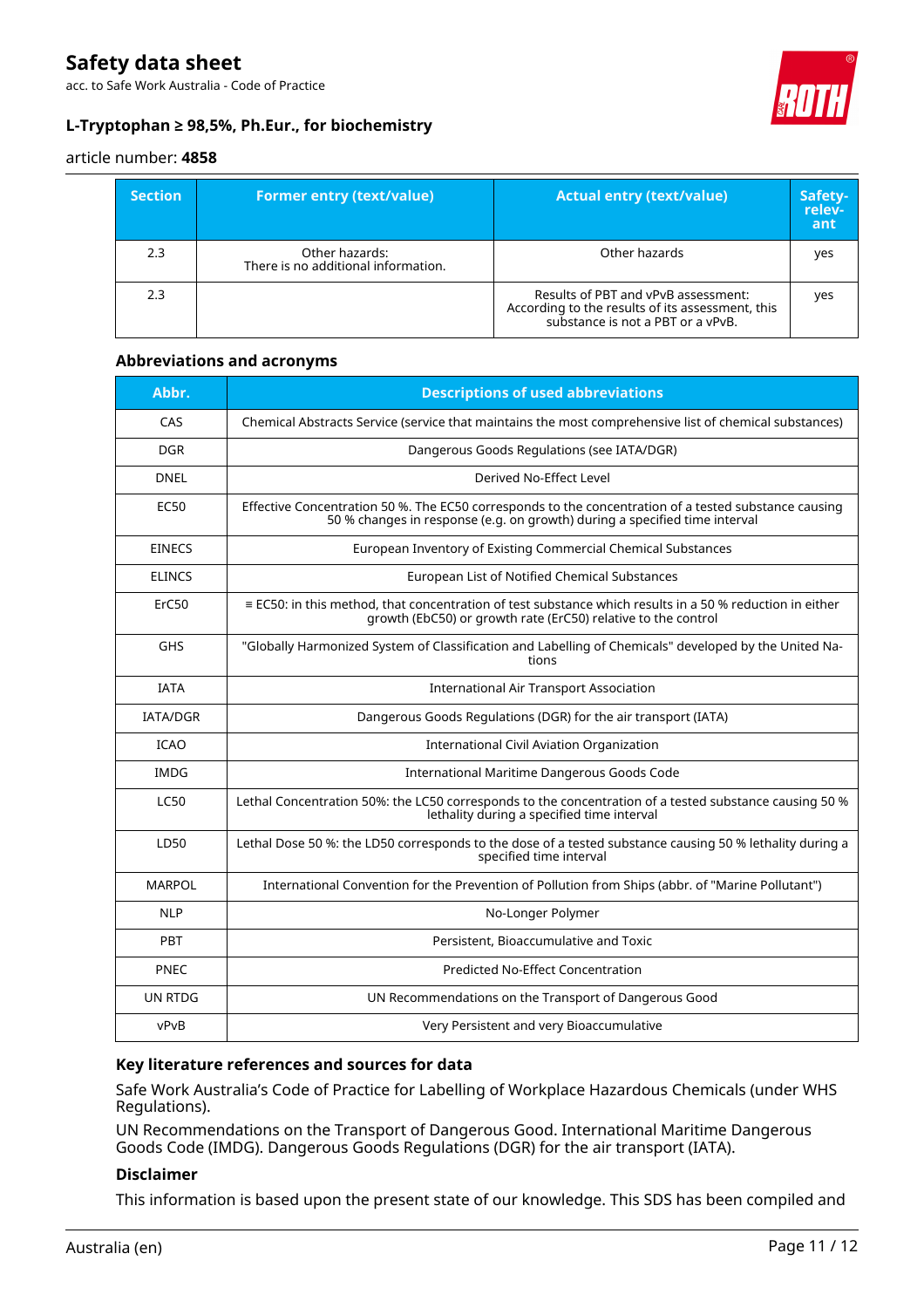| Section | Former entry (text/value) | Actual entry (text/value) | Safety-relevant |
|---|---|---|---|
| 2.3 | Other hazards:<br>There is no additional information. | Other hazards | yes |
| 2.3 | | Results of PBT and vPvB assessment:<br>According to the results of its assessment, this substance is not a PBT or a vPvB. | yes |

### Abbreviations and acronyms

| Abbr. | Descriptions of used abbreviations |
|---|---|
| CAS | Chemical Abstracts Service (service that maintains the most comprehensive list of chemical substances) |
| DGR | Dangerous Goods Regulations (see IATA/DGR) |
| DNEL | Derived No-Effect Level |
| EC50 | Effective Concentration 50 %. The EC50 corresponds to the concentration of a tested substance causing 50 % changes in response (e.g. on growth) during a specified time interval |
| EINECS | European Inventory of Existing Commercial Chemical Substances |
| ELINCS | European List of Notified Chemical Substances |
| ErC50 | ≡ EC50: in this method, that concentration of test substance which results in a 50 % reduction in either growth (EbC50) or growth rate (ErC50) relative to the control |
| GHS | "Globally Harmonized System of Classification and Labelling of Chemicals" developed by the United Nations |
| IATA | International Air Transport Association |
| IATA/DGR | Dangerous Goods Regulations (DGR) for the air transport (IATA) |
| ICAO | International Civil Aviation Organization |
| IMDG | International Maritime Dangerous Goods Code |
| LC50 | Lethal Concentration 50%: the LC50 corresponds to the concentration of a tested substance causing 50 % lethality during a specified time interval |
| LD50 | Lethal Dose 50 %: the LD50 corresponds to the dose of a tested substance causing 50 % lethality during a specified time interval |
| MARPOL | International Convention for the Prevention of Pollution from Ships (abbr. of "Marine Pollutant") |
| NLP | No-Longer Polymer |
| PBT | Persistent, Bioaccumulative and Toxic |
| PNEC | Predicted No-Effect Concentration |
| UN RTDG | UN Recommendations on the Transport of Dangerous Good |
| vPvB | Very Persistent and very Bioaccumulative |

### Key literature references and sources for data

Safe Work Australia's Code of Practice for Labelling of Workplace Hazardous Chemicals (under WHS Regulations).

UN Recommendations on the Transport of Dangerous Good. International Maritime Dangerous Goods Code (IMDG). Dangerous Goods Regulations (DGR) for the air transport (IATA).

### Disclaimer

This information is based upon the present state of our knowledge. This SDS has been compiled and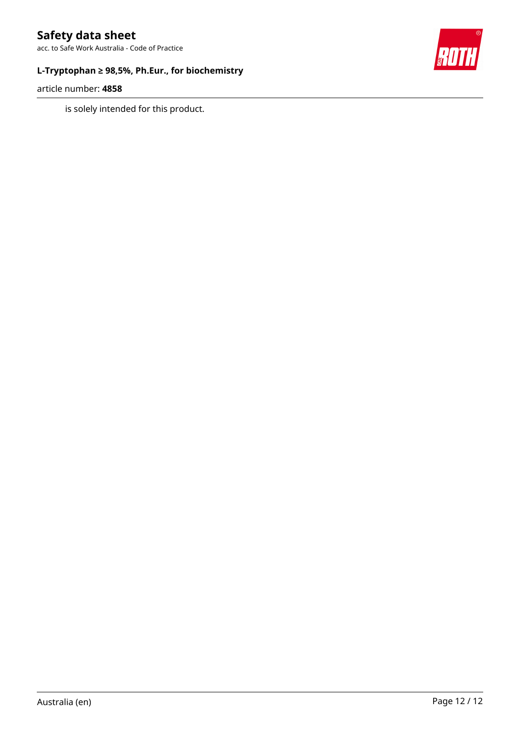is solely intended for this product.